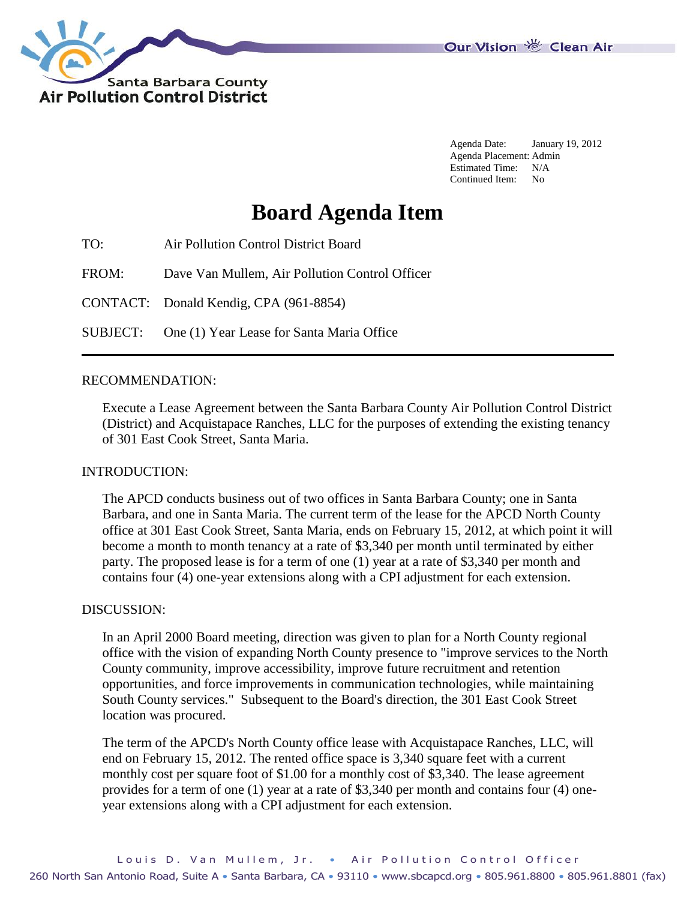Santa Barbara County
Air Pollution Control District

Our Vision Clean Air

Agenda Date: January 19, 2012
Agenda Placement: Admin
Estimated Time: N/A
Continued Item: No

# Board Agenda Item

TO: Air Pollution Control District Board

FROM: Dave Van Mullem, Air Pollution Control Officer

CONTACT: Donald Kendig, CPA (961-8854)

SUBJECT: One (1) Year Lease for Santa Maria Office

---

RECOMMENDATION:

Execute a Lease Agreement between the Santa Barbara County Air Pollution Control District (District) and Acquistapace Ranches, LLC for the purposes of extending the existing tenancy of 301 East Cook Street, Santa Maria.

INTRODUCTION:

The APCD conducts business out of two offices in Santa Barbara County; one in Santa Barbara, and one in Santa Maria. The current term of the lease for the APCD North County office at 301 East Cook Street, Santa Maria, ends on February 15, 2012, at which point it will become a month to month tenancy at a rate of $3,340 per month until terminated by either party. The proposed lease is for a term of one (1) year at a rate of $3,340 per month and contains four (4) one-year extensions along with a CPI adjustment for each extension.

DISCUSSION:

In an April 2000 Board meeting, direction was given to plan for a North County regional office with the vision of expanding North County presence to "improve services to the North County community, improve accessibility, improve future recruitment and retention opportunities, and force improvements in communication technologies, while maintaining South County services." Subsequent to the Board's direction, the 301 East Cook Street location was procured.

The term of the APCD's North County office lease with Acquistapace Ranches, LLC, will end on February 15, 2012. The rented office space is 3,340 square feet with a current monthly cost per square foot of $1.00 for a monthly cost of $3,340. The lease agreement provides for a term of one (1) year at a rate of $3,340 per month and contains four (4) one-year extensions along with a CPI adjustment for each extension.

Louis D. Van Mullem, Jr. • Air Pollution Control Officer
260 North San Antonio Road, Suite A • Santa Barbara, CA • 93110 • www.sbcapcd.org • 805.961.8800 • 805.961.8801 (fax)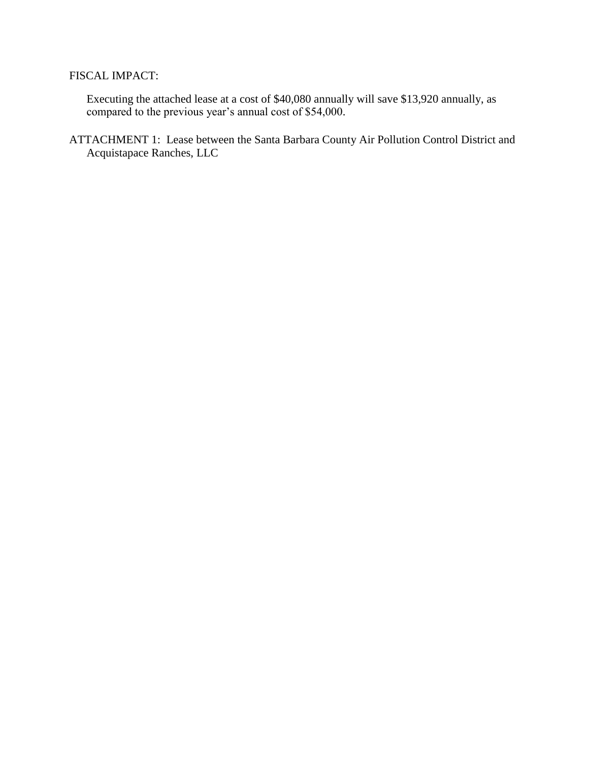FISCAL IMPACT:

Executing the attached lease at a cost of $40,080 annually will save $13,920 annually, as compared to the previous year's annual cost of $54,000.

ATTACHMENT 1: Lease between the Santa Barbara County Air Pollution Control District and Acquistapace Ranches, LLC